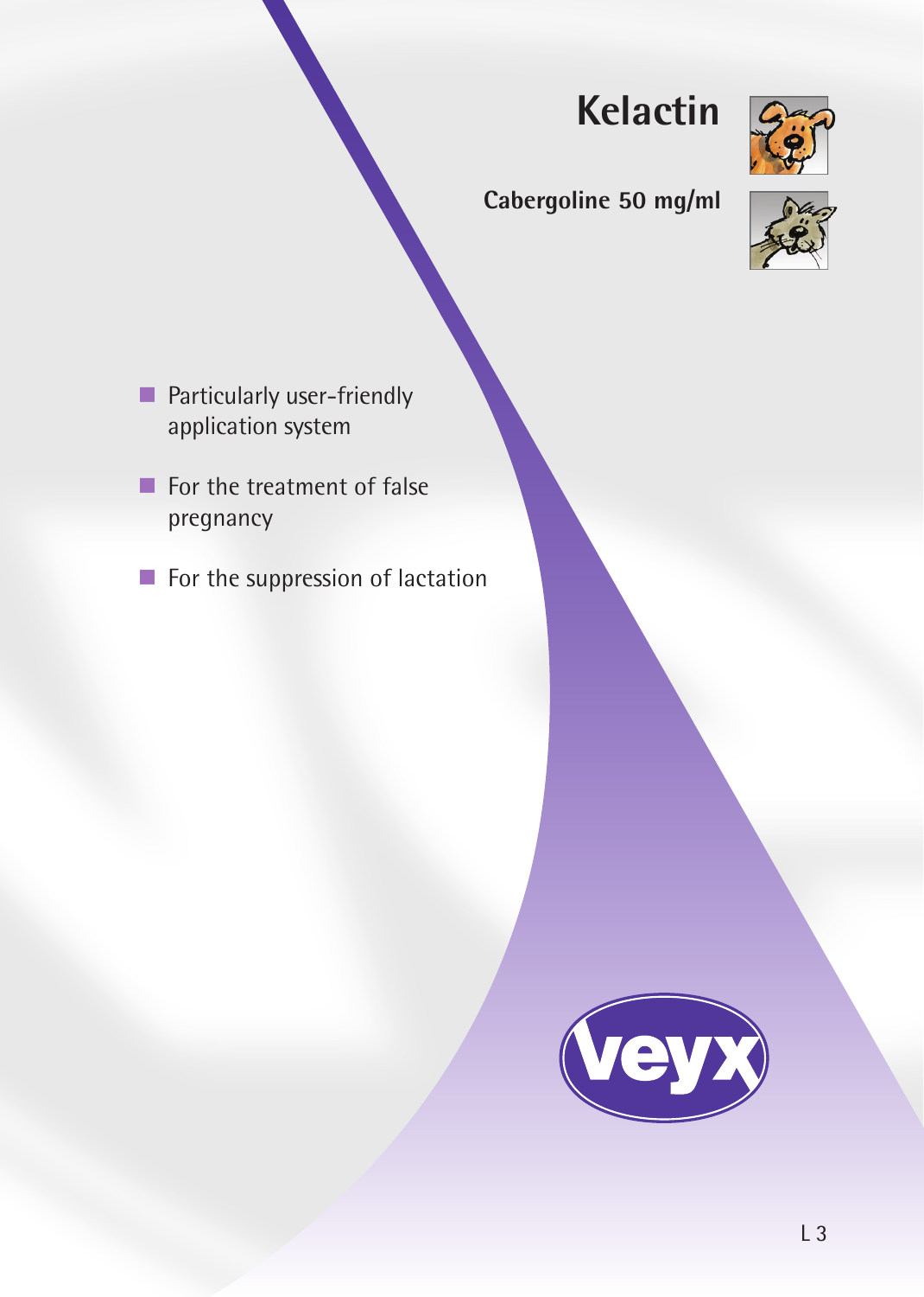# Kelactin

**Cabergoline 50 mg/ml**

- Particularly user-friendly application system
- For the treatment of false pregnancy
- For the suppression of lactation

veyx

L 3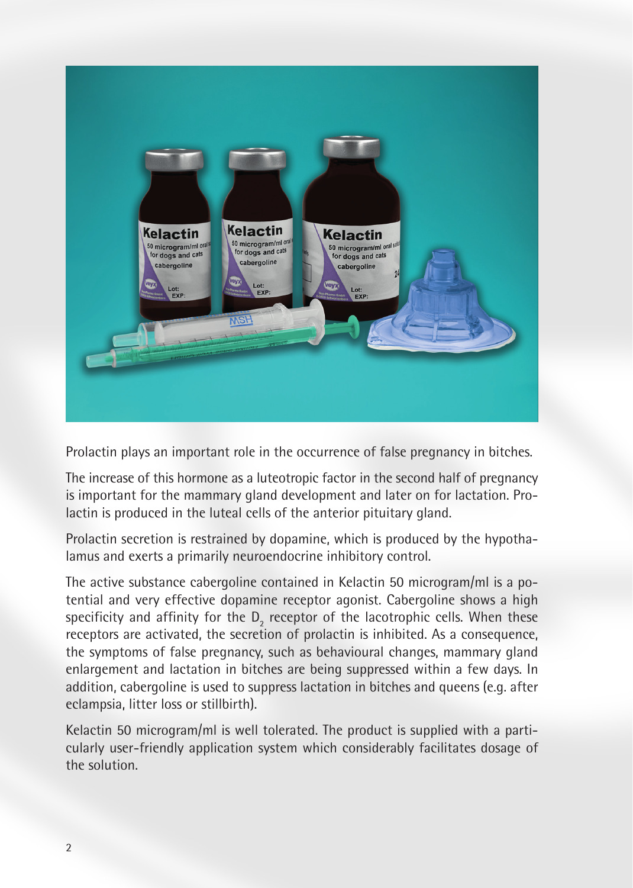Prolactin plays an important role in the occurrence of false pregnancy in bitches.

The increase of this hormone as a luteotropic factor in the second half of pregnancy is important for the mammary gland development and later on for lactation. Prolactin is produced in the luteal cells of the anterior pituitary gland.

Prolactin secretion is restrained by dopamine, which is produced by the hypothalamus and exerts a primarily neuroendocrine inhibitory control.

The active substance cabergoline contained in Kelactin 50 microgram/ml is a potential and very effective dopamine receptor agonist. Cabergoline shows a high specificity and affinity for the $D_2$ receptor of the lacotrophic cells. When these receptors are activated, the secretion of prolactin is inhibited. As a consequence, the symptoms of false pregnancy, such as behavioural changes, mammary gland enlargement and lactation in bitches are being suppressed within a few days. In addition, cabergoline is used to suppress lactation in bitches and queens (e.g. after eclampsia, litter loss or stillbirth).

Kelactin 50 microgram/ml is well tolerated. The product is supplied with a particularly user-friendly application system which considerably facilitates dosage of the solution.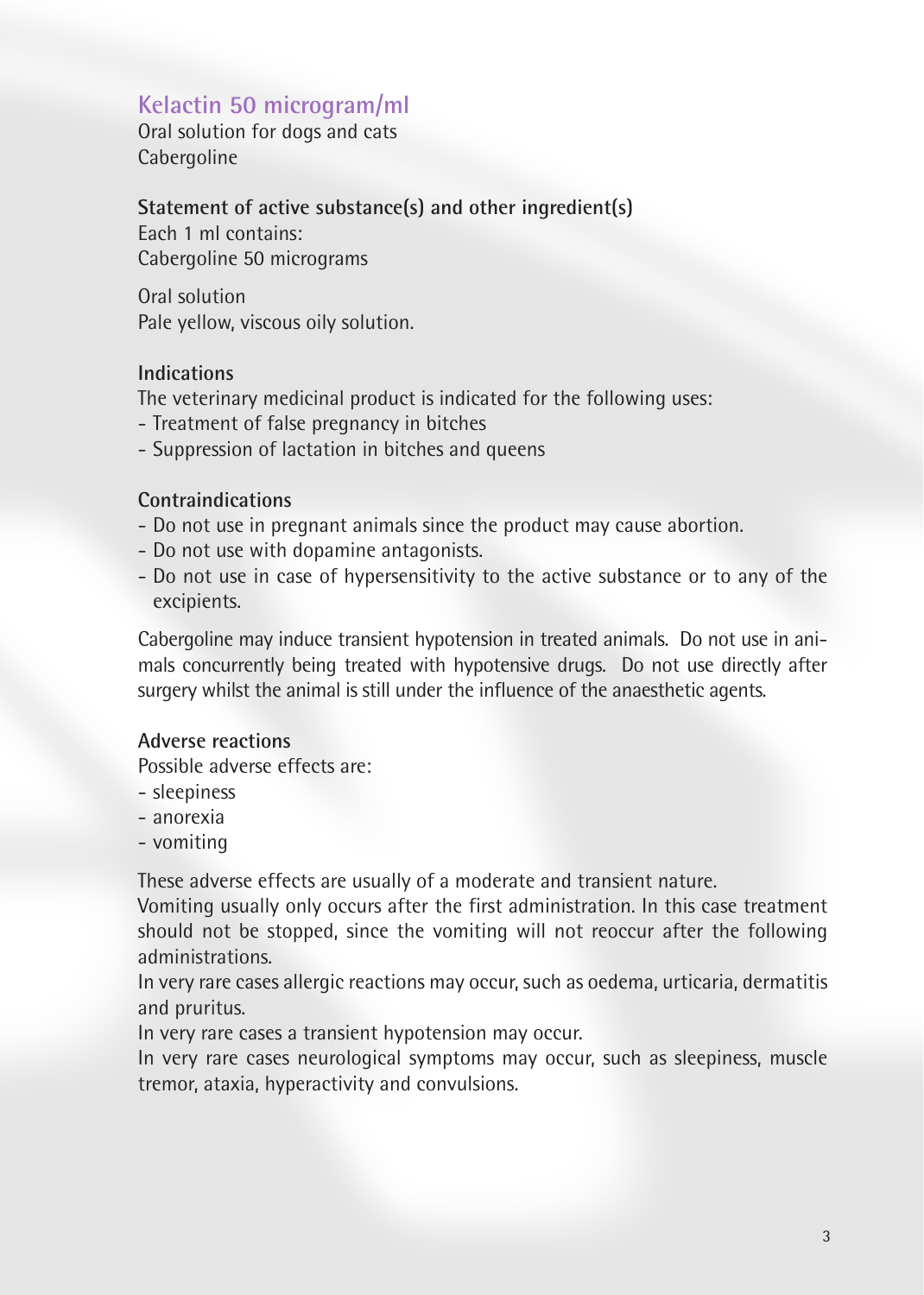# Kelactin 50 microgram/ml

Oral solution for dogs and cats
Cabergoline

**Statement of active substance(s) and other ingredient(s)**

Each 1 ml contains:
Cabergoline 50 micrograms

Oral solution
Pale yellow, viscous oily solution.

**Indications**

The veterinary medicinal product is indicated for the following uses:

- Treatment of false pregnancy in bitches
- Suppression of lactation in bitches and queens

**Contraindications**

- Do not use in pregnant animals since the product may cause abortion.
- Do not use with dopamine antagonists.
- Do not use in case of hypersensitivity to the active substance or to any of the excipients.

Cabergoline may induce transient hypotension in treated animals. Do not use in animals concurrently being treated with hypotensive drugs. Do not use directly after surgery whilst the animal is still under the influence of the anaesthetic agents.

**Adverse reactions**

Possible adverse effects are:

- sleepiness
- anorexia
- vomiting

These adverse effects are usually of a moderate and transient nature.
Vomiting usually only occurs after the first administration. In this case treatment should not be stopped, since the vomiting will not reoccur after the following administrations.
In very rare cases allergic reactions may occur, such as oedema, urticaria, dermatitis and pruritus.
In very rare cases a transient hypotension may occur.
In very rare cases neurological symptoms may occur, such as sleepiness, muscle tremor, ataxia, hyperactivity and convulsions.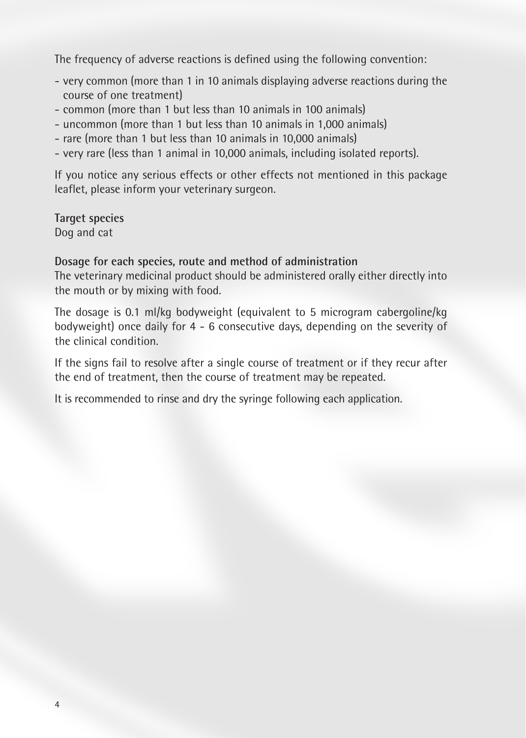The frequency of adverse reactions is defined using the following convention:

- very common (more than 1 in 10 animals displaying adverse reactions during the course of one treatment)
- common (more than 1 but less than 10 animals in 100 animals)
- uncommon (more than 1 but less than 10 animals in 1,000 animals)
- rare (more than 1 but less than 10 animals in 10,000 animals)
- very rare (less than 1 animal in 10,000 animals, including isolated reports).

If you notice any serious effects or other effects not mentioned in this package leaflet, please inform your veterinary surgeon.

**Target species**
Dog and cat

**Dosage for each species, route and method of administration**
The veterinary medicinal product should be administered orally either directly into the mouth or by mixing with food.

The dosage is 0.1 ml/kg bodyweight (equivalent to 5 microgram cabergoline/kg bodyweight) once daily for 4 - 6 consecutive days, depending on the severity of the clinical condition.

If the signs fail to resolve after a single course of treatment or if they recur after the end of treatment, then the course of treatment may be repeated.

It is recommended to rinse and dry the syringe following each application.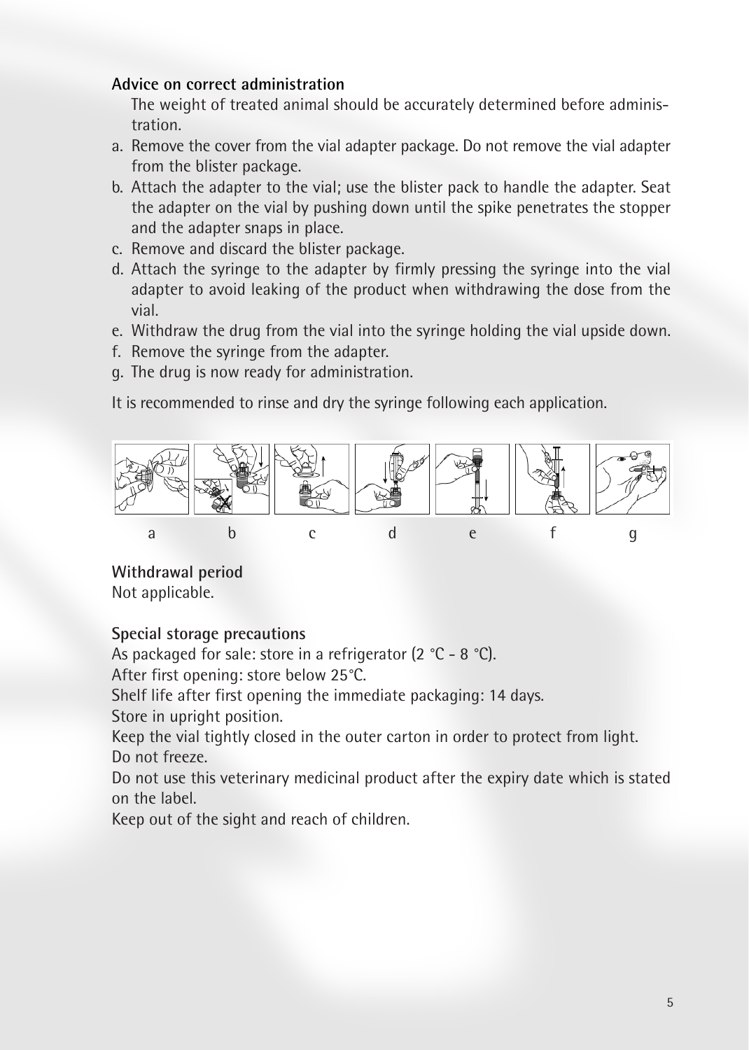**Advice on correct administration**

The weight of treated animal should be accurately determined before administration.

a. Remove the cover from the vial adapter package. Do not remove the vial adapter from the blister package.
b. Attach the adapter to the vial; use the blister pack to handle the adapter. Seat the adapter on the vial by pushing down until the spike penetrates the stopper and the adapter snaps in place.
c. Remove and discard the blister package.
d. Attach the syringe to the adapter by firmly pressing the syringe into the vial adapter to avoid leaking of the product when withdrawing the dose from the vial.
e. Withdraw the drug from the vial into the syringe holding the vial upside down.
f. Remove the syringe from the adapter.
g. The drug is now ready for administration.

It is recommended to rinse and dry the syringe following each application.

a b c d e f g

**Withdrawal period**

Not applicable.

**Special storage precautions**

As packaged for sale: store in a refrigerator (2 °C - 8 °C).

After first opening: store below 25°C.

Shelf life after first opening the immediate packaging: 14 days.

Store in upright position.

Keep the vial tightly closed in the outer carton in order to protect from light.

Do not freeze.

Do not use this veterinary medicinal product after the expiry date which is stated on the label.

Keep out of the sight and reach of children.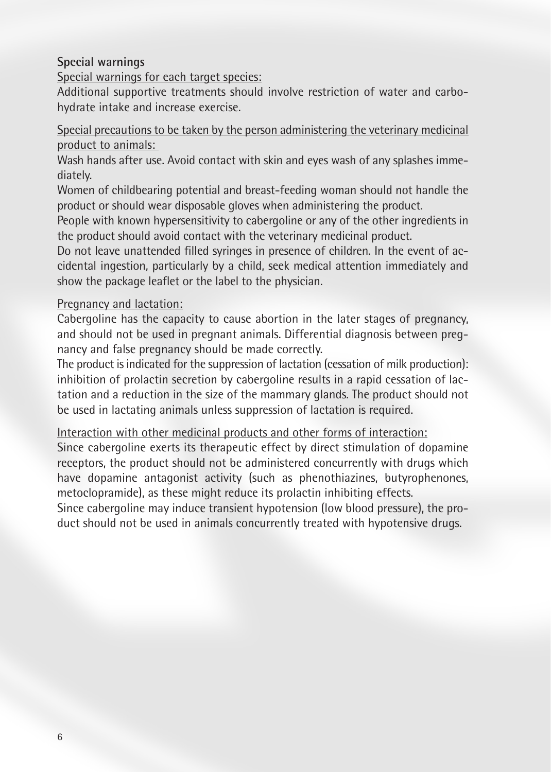### Special warnings

Special warnings for each target species:

Additional supportive treatments should involve restriction of water and carbohydrate intake and increase exercise.

Special precautions to be taken by the person administering the veterinary medicinal product to animals:

Wash hands after use. Avoid contact with skin and eyes wash of any splashes immediately.

Women of childbearing potential and breast-feeding woman should not handle the product or should wear disposable gloves when administering the product.

People with known hypersensitivity to cabergoline or any of the other ingredients in the product should avoid contact with the veterinary medicinal product.

Do not leave unattended filled syringes in presence of children. In the event of accidental ingestion, particularly by a child, seek medical attention immediately and show the package leaflet or the label to the physician.

Pregnancy and lactation:

Cabergoline has the capacity to cause abortion in the later stages of pregnancy, and should not be used in pregnant animals. Differential diagnosis between pregnancy and false pregnancy should be made correctly.

The product is indicated for the suppression of lactation (cessation of milk production): inhibition of prolactin secretion by cabergoline results in a rapid cessation of lactation and a reduction in the size of the mammary glands. The product should not be used in lactating animals unless suppression of lactation is required.

Interaction with other medicinal products and other forms of interaction:

Since cabergoline exerts its therapeutic effect by direct stimulation of dopamine receptors, the product should not be administered concurrently with drugs which have dopamine antagonist activity (such as phenothiazines, butyrophenones, metoclopramide), as these might reduce its prolactin inhibiting effects.

Since cabergoline may induce transient hypotension (low blood pressure), the product should not be used in animals concurrently treated with hypotensive drugs.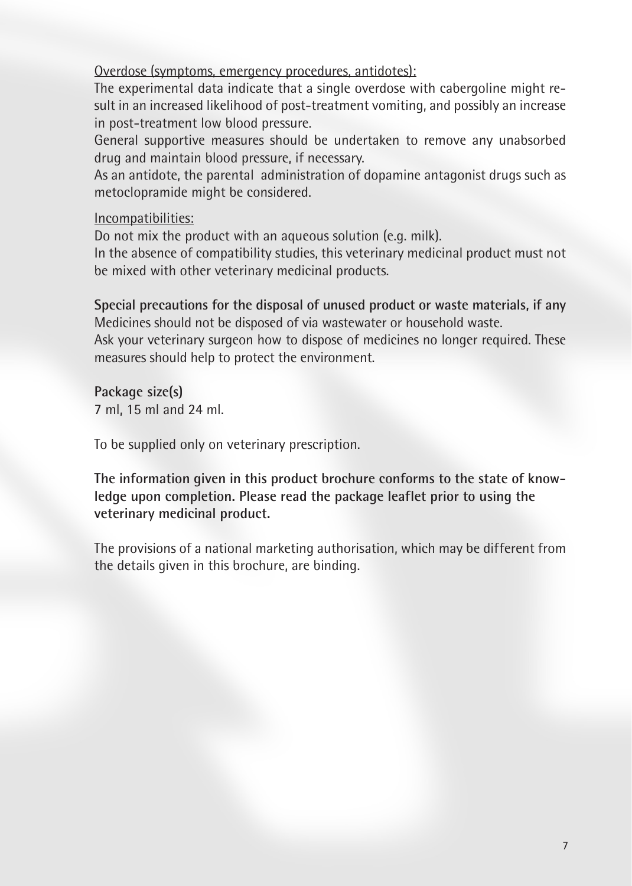Overdose (symptoms, emergency procedures, antidotes):

The experimental data indicate that a single overdose with cabergoline might result in an increased likelihood of post-treatment vomiting, and possibly an increase in post-treatment low blood pressure.

General supportive measures should be undertaken to remove any unabsorbed drug and maintain blood pressure, if necessary.

As an antidote, the parental administration of dopamine antagonist drugs such as metoclopramide might be considered.

Incompatibilities:

Do not mix the product with an aqueous solution (e.g. milk).

In the absence of compatibility studies, this veterinary medicinal product must not be mixed with other veterinary medicinal products.

**Special precautions for the disposal of unused product or waste materials, if any**

Medicines should not be disposed of via wastewater or household waste.

Ask your veterinary surgeon how to dispose of medicines no longer required. These measures should help to protect the environment.

**Package size(s)**

7 ml, 15 ml and 24 ml.

To be supplied only on veterinary prescription.

**The information given in this product brochure conforms to the state of knowledge upon completion. Please read the package leaflet prior to using the veterinary medicinal product.**

The provisions of a national marketing authorisation, which may be different from the details given in this brochure, are binding.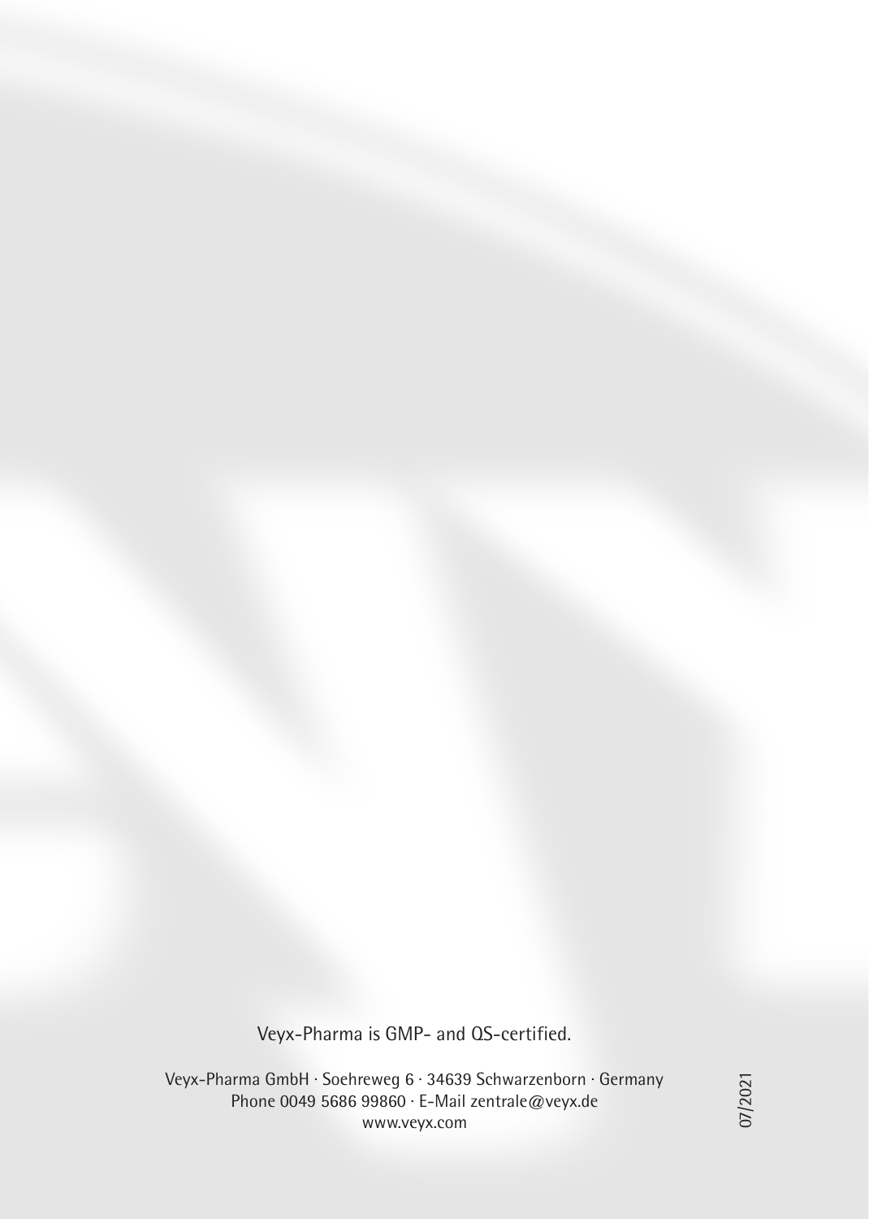Veyx-Pharma is GMP- and QS-certified.

Veyx-Pharma GmbH · Soehreweg 6 · 34639 Schwarzenborn · Germany
Phone 0049 5686 99860 · E-Mail zentrale@veyx.de
www.veyx.com

07/2021